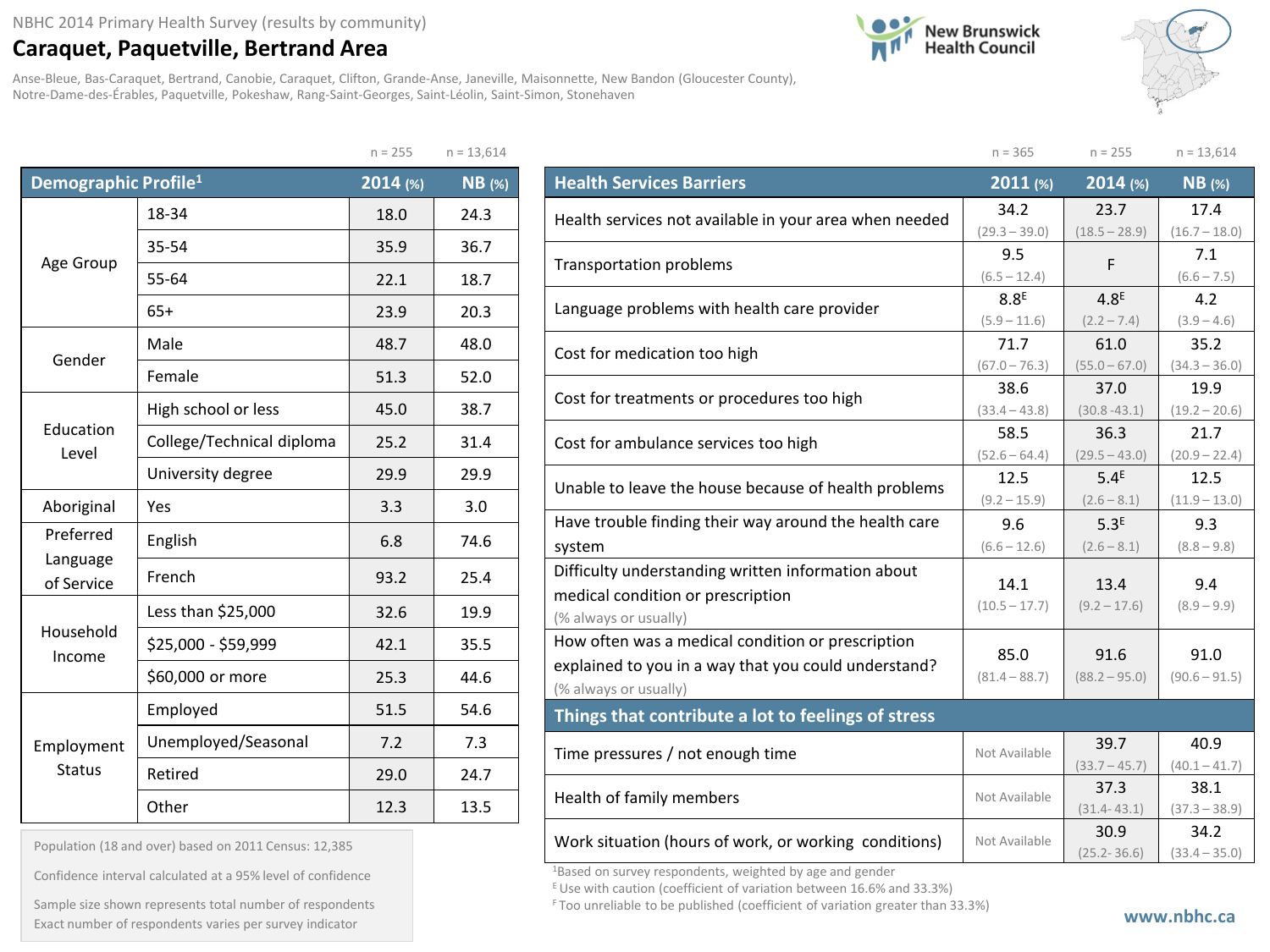NBHC 2014 Primary Health Survey (results by community)

# Caraquet, Paquetville, Bertrand Area

Anse-Bleue, Bas-Caraquet, Bertrand, Canobie, Caraquet, Clifton, Grande-Anse, Janeville, Maisonnette, New Bandon (Gloucester County), Notre-Dame-des-Érables, Paquetville, Pokeshaw, Rang-Saint-Georges, Saint-Léolin, Saint-Simon, Stonehaven

New Brunswick Health Council

| Demographic Profile[1] | | 2014 (%) n = 255 | NB (%) n = 13,614 |
|---|---|---|---|
| Age Group | 18-34 | 18.0 | 24.3 |
| | 35-54 | 35.9 | 36.7 |
| | 55-64 | 22.1 | 18.7 |
| | 65+ | 23.9 | 20.3 |
| Gender | Male | 48.7 | 48.0 |
| | Female | 51.3 | 52.0 |
| Education Level | High school or less | 45.0 | 38.7 |
| | College/Technical diploma | 25.2 | 31.4 |
| | University degree | 29.9 | 29.9 |
| Aboriginal | Yes | 3.3 | 3.0 |
| Preferred Language of Service | English | 6.8 | 74.6 |
| | French | 93.2 | 25.4 |
| Household Income | Less than $25,000 | 32.6 | 19.9 |
| | $25,000 - $59,999 | 42.1 | 35.5 |
| | $60,000 or more | 25.3 | 44.6 |
| Employment Status | Employed | 51.5 | 54.6 |
| | Unemployed/Seasonal | 7.2 | 7.3 |
| | Retired | 29.0 | 24.7 |
| | Other | 12.3 | 13.5 |

Population (18 and over) based on 2011 Census: 12,385

Confidence interval calculated at a 95% level of confidence

Sample size shown represents total number of respondents
Exact number of respondents varies per survey indicator

| Health Services Barriers | 2011 (%) n = 365 | 2014 (%) n = 255 | NB (%) n = 13,614 |
|---|---|---|---|
| Health services not available in your area when needed | 34.2 (29.3 – 39.0) | 23.7 (18.5 – 28.9) | 17.4 (16.7 – 18.0) |
| Transportation problems | 9.5 (6.5 – 12.4) | F | 7.1 (6.6 – 7.5) |
| Language problems with health care provider | 8.8[E] (5.9 – 11.6) | 4.8[E] (2.2 – 7.4) | 4.2 (3.9 – 4.6) |
| Cost for medication too high | 71.7 (67.0 – 76.3) | 61.0 (55.0 – 67.0) | 35.2 (34.3 – 36.0) |
| Cost for treatments or procedures too high | 38.6 (33.4 – 43.8) | 37.0 (30.8 -43.1) | 19.9 (19.2 – 20.6) |
| Cost for ambulance services too high | 58.5 (52.6 – 64.4) | 36.3 (29.5 – 43.0) | 21.7 (20.9 – 22.4) |
| Unable to leave the house because of health problems | 12.5 (9.2 – 15.9) | 5.4[E] (2.6 – 8.1) | 12.5 (11.9 – 13.0) |
| Have trouble finding their way around the health care system | 9.6 (6.6 – 12.6) | 5.3[E] (2.6 – 8.1) | 9.3 (8.8 – 9.8) |
| Difficulty understanding written information about medical condition or prescription (% always or usually) | 14.1 (10.5 – 17.7) | 13.4 (9.2 – 17.6) | 9.4 (8.9 – 9.9) |
| How often was a medical condition or prescription explained to you in a way that you could understand? (% always or usually) | 85.0 (81.4 – 88.7) | 91.6 (88.2 – 95.0) | 91.0 (90.6 – 91.5) |
| **Things that contribute a lot to feelings of stress** | | | |
| Time pressures / not enough time | Not Available | 39.7 (33.7 – 45.7) | 40.9 (40.1 – 41.7) |
| Health of family members | Not Available | 37.3 (31.4- 43.1) | 38.1 (37.3 – 38.9) |
| Work situation (hours of work, or working conditions) | Not Available | 30.9 (25.2- 36.6) | 34.2 (33.4 – 35.0) |

[1]Based on survey respondents, weighted by age and gender

[E] Use with caution (coefficient of variation between 16.6% and 33.3%)

[F] Too unreliable to be published (coefficient of variation greater than 33.3%)

www.nbhc.ca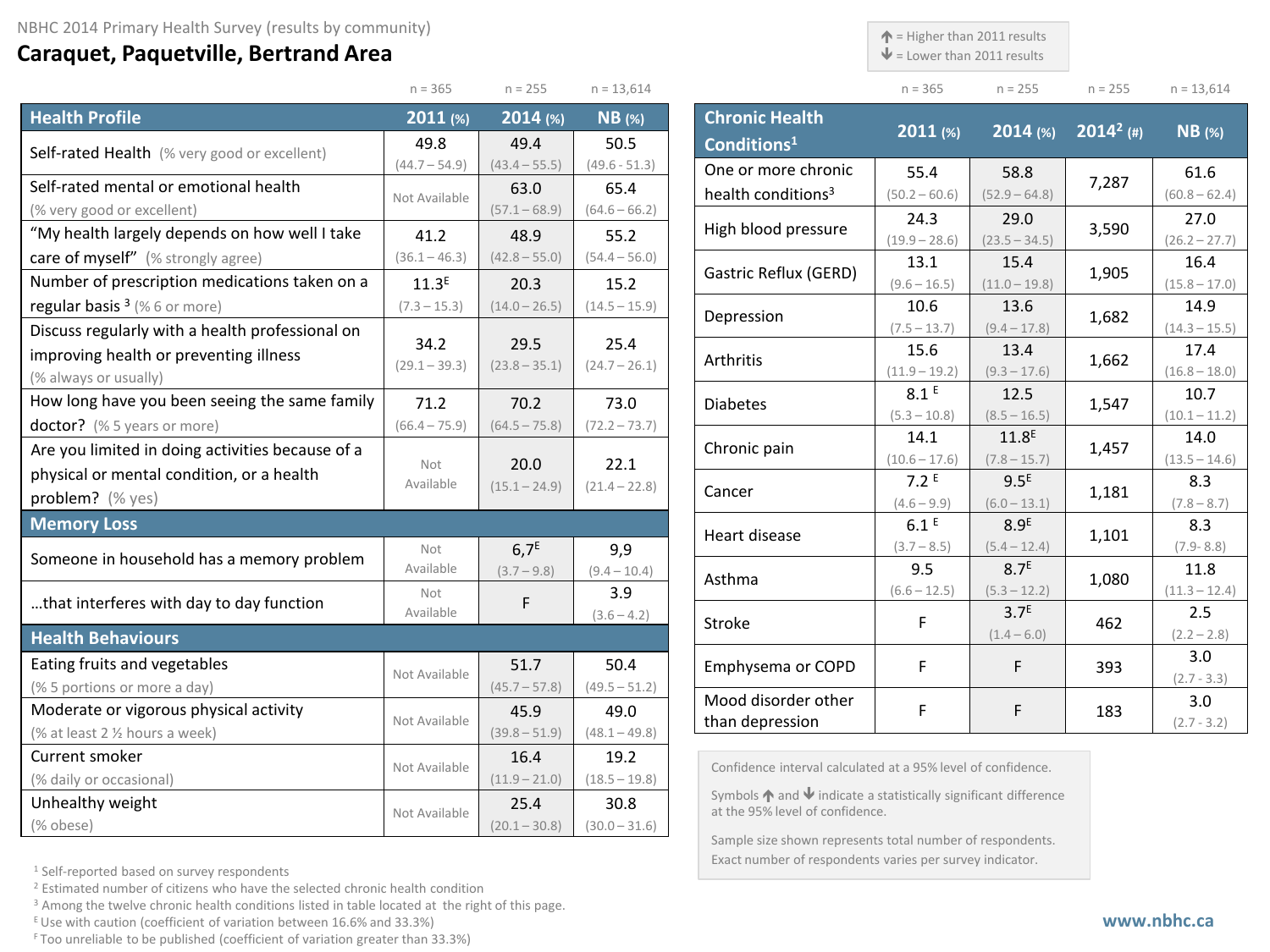NBHC 2014 Primary Health Survey (results by community)

# Caraquet, Paquetville, Bertrand Area

↑ = Higher than 2011 results
↓ = Lower than 2011 results

| Health Profile | 2011 (%) n = 365 | 2014 (%) n = 255 | NB (%) n = 13,614 |
|---|---|---|---|
| Self-rated Health (% very good or excellent) | 49.8 (44.7 – 54.9) | 49.4 (43.4 – 55.5) | 50.5 (49.6 - 51.3) |
| Self-rated mental or emotional health (% very good or excellent) | Not Available | 63.0 (57.1 – 68.9) | 65.4 (64.6 – 66.2) |
| "My health largely depends on how well I take care of myself" (% strongly agree) | 41.2 (36.1 – 46.3) | 48.9 (42.8 – 55.0) | 55.2 (54.4 – 56.0) |
| Number of prescription medications taken on a regular basis [3] (% 6 or more) | 11.3[E] (7.3 – 15.3) | 20.3 (14.0 – 26.5) | 15.2 (14.5 – 15.9) |
| Discuss regularly with a health professional on improving health or preventing illness (% always or usually) | 34.2 (29.1 – 39.3) | 29.5 (23.8 – 35.1) | 25.4 (24.7 – 26.1) |
| How long have you been seeing the same family doctor? (% 5 years or more) | 71.2 (66.4 – 75.9) | 70.2 (64.5 – 75.8) | 73.0 (72.2 – 73.7) |
| Are you limited in doing activities because of a physical or mental condition, or a health problem? (% yes) | Not Available | 20.0 (15.1 – 24.9) | 22.1 (21.4 – 22.8) |
| **Memory Loss** | | | |
| Someone in household has a memory problem | Not Available | 6,7[E] (3.7 – 9.8) | 9,9 (9.4 – 10.4) |
| …that interferes with day to day function | Not Available | F | 3.9 (3.6 – 4.2) |
| **Health Behaviours** | | | |
| Eating fruits and vegetables (% 5 portions or more a day) | Not Available | 51.7 (45.7 – 57.8) | 50.4 (49.5 – 51.2) |
| Moderate or vigorous physical activity (% at least 2 ½ hours a week) | Not Available | 45.9 (39.8 – 51.9) | 49.0 (48.1 – 49.8) |
| Current smoker (% daily or occasional) | Not Available | 16.4 (11.9 – 21.0) | 19.2 (18.5 – 19.8) |
| Unhealthy weight (% obese) | Not Available | 25.4 (20.1 – 30.8) | 30.8 (30.0 – 31.6) |

| Chronic Health Conditions[1] | 2011 (%) n = 365 | 2014 (%) n = 255 | 2014[2] (#) n = 255 | NB (%) n = 13,614 |
|---|---|---|---|---|
| One or more chronic health conditions[3] | 55.4 (50.2 – 60.6) | 58.8 (52.9 – 64.8) | 7,287 | 61.6 (60.8 – 62.4) |
| High blood pressure | 24.3 (19.9 – 28.6) | 29.0 (23.5 – 34.5) | 3,590 | 27.0 (26.2 – 27.7) |
| Gastric Reflux (GERD) | 13.1 (9.6 – 16.5) | 15.4 (11.0 – 19.8) | 1,905 | 16.4 (15.8 – 17.0) |
| Depression | 10.6 (7.5 – 13.7) | 13.6 (9.4 – 17.8) | 1,682 | 14.9 (14.3 – 15.5) |
| Arthritis | 15.6 (11.9 – 19.2) | 13.4 (9.3 – 17.6) | 1,662 | 17.4 (16.8 – 18.0) |
| Diabetes | 8.1[E] (5.3 – 10.8) | 12.5 (8.5 – 16.5) | 1,547 | 10.7 (10.1 – 11.2) |
| Chronic pain | 14.1 (10.6 – 17.6) | 11.8[E] (7.8 – 15.7) | 1,457 | 14.0 (13.5 – 14.6) |
| Cancer | 7.2[E] (4.6 – 9.9) | 9.5[E] (6.0 – 13.1) | 1,181 | 8.3 (7.8 – 8.7) |
| Heart disease | 6.1[E] (3.7 – 8.5) | 8.9[E] (5.4 – 12.4) | 1,101 | 8.3 (7.9- 8.8) |
| Asthma | 9.5 (6.6 – 12.5) | 8.7[E] (5.3 – 12.2) | 1,080 | 11.8 (11.3 – 12.4) |
| Stroke | F | 3.7[E] (1.4 – 6.0) | 462 | 2.5 (2.2 – 2.8) |
| Emphysema or COPD | F | F | 393 | 3.0 (2.7 - 3.3) |
| Mood disorder other than depression | F | F | 183 | 3.0 (2.7 - 3.2) |

Confidence interval calculated at a 95% level of confidence.

Symbols ↑ and ↓ indicate a statistically significant difference at the 95% level of confidence.

Sample size shown represents total number of respondents. Exact number of respondents varies per survey indicator.

[1] Self-reported based on survey respondents
[2] Estimated number of citizens who have the selected chronic health condition
[3] Among the twelve chronic health conditions listed in table located at the right of this page.
[E] Use with caution (coefficient of variation between 16.6% and 33.3%)
[F] Too unreliable to be published (coefficient of variation greater than 33.3%)

www.nbhc.ca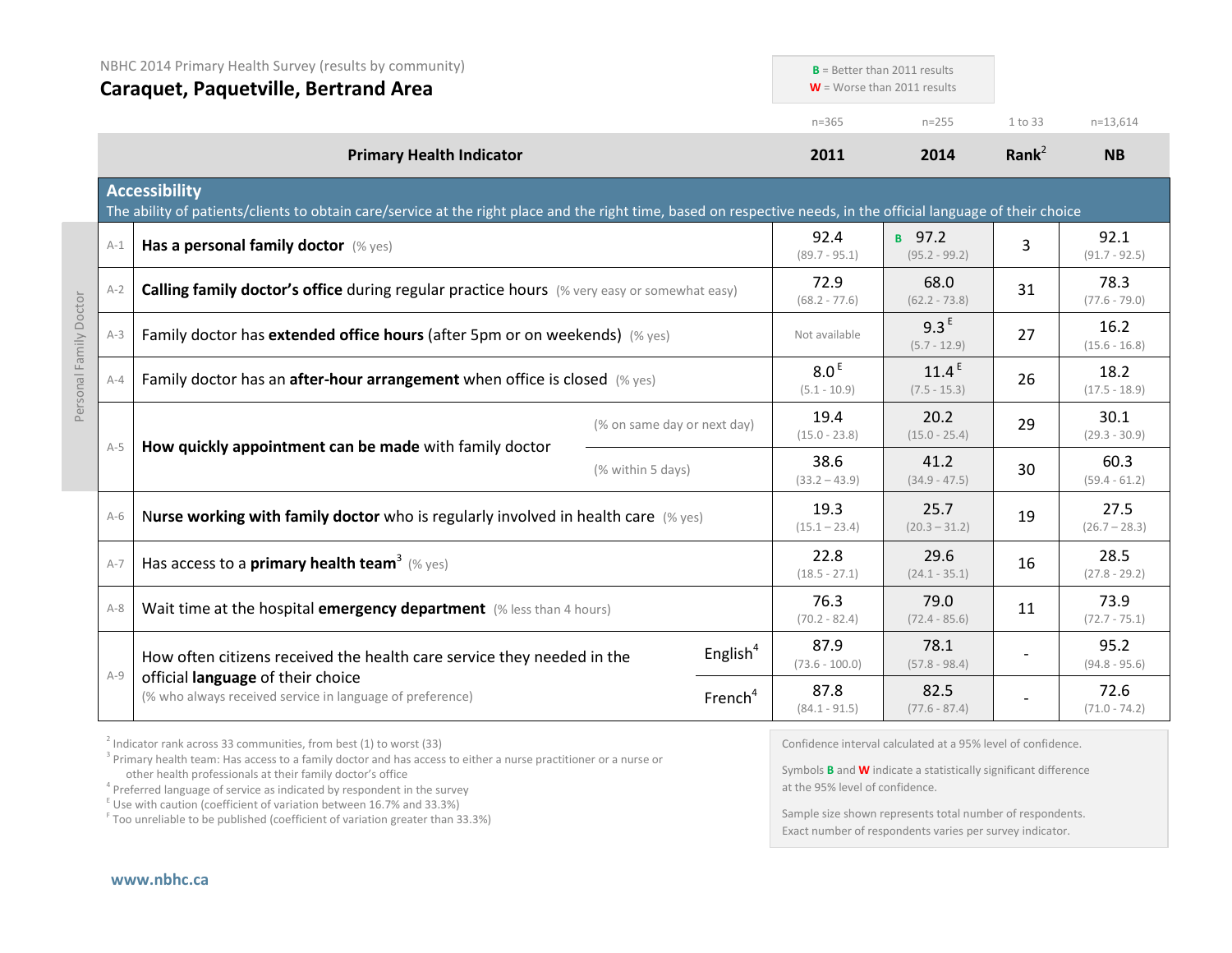NBHC 2014 Primary Health Survey (results by community)

## Caraquet, Paquetville, Bertrand Area

**B** = Better than 2011 results
**W** = Worse than 2011 results

| | Primary Health Indicator | | 2011 (n=365) | 2014 (n=255) | Rank[2] (1 to 33) | NB (n=13,614) |
|---|---|---|---|---|---|---|
| | **Accessibility** The ability of patients/clients to obtain care/service at the right place and the right time, based on respective needs, in the official language of their choice | | | | | |
| A-1 | **Has a personal family doctor** (% yes) | | 92.4 (89.7 - 95.1) | B 97.2 (95.2 - 99.2) | 3 | 92.1 (91.7 - 92.5) |
| A-2 | **Calling family doctor's office** during regular practice hours (% very easy or somewhat easy) | | 72.9 (68.2 - 77.6) | 68.0 (62.2 - 73.8) | 31 | 78.3 (77.6 - 79.0) |
| A-3 | Family doctor has **extended office hours** (after 5pm or on weekends) (% yes) | | Not available | 9.3 E (5.7 - 12.9) | 27 | 16.2 (15.6 - 16.8) |
| A-4 | Family doctor has an **after-hour arrangement** when office is closed (% yes) | | 8.0 E (5.1 - 10.9) | 11.4 E (7.5 - 15.3) | 26 | 18.2 (17.5 - 18.9) |
| A-5 | **How quickly appointment can be made** with family doctor | (% on same day or next day) | 19.4 (15.0 - 23.8) | 20.2 (15.0 - 25.4) | 29 | 30.1 (29.3 - 30.9) |
| | | (% within 5 days) | 38.6 (33.2 – 43.9) | 41.2 (34.9 - 47.5) | 30 | 60.3 (59.4 - 61.2) |
| A-6 | **Nurse working with family doctor** who is regularly involved in health care (% yes) | | 19.3 (15.1 – 23.4) | 25.7 (20.3 – 31.2) | 19 | 27.5 (26.7 – 28.3) |
| A-7 | Has access to a **primary health team**[3] (% yes) | | 22.8 (18.5 - 27.1) | 29.6 (24.1 - 35.1) | 16 | 28.5 (27.8 - 29.2) |
| A-8 | Wait time at the hospital **emergency department** (% less than 4 hours) | | 76.3 (70.2 - 82.4) | 79.0 (72.4 - 85.6) | 11 | 73.9 (72.7 - 75.1) |
| A-9 | How often citizens received the health care service they needed in the official **language** of their choice (% who always received service in language of preference) | English[4] | 87.9 (73.6 - 100.0) | 78.1 (57.8 - 98.4) | - | 95.2 (94.8 - 95.6) |
| | | French[4] | 87.8 (84.1 - 91.5) | 82.5 (77.6 - 87.4) | - | 72.6 (71.0 - 74.2) |

Personal Family Doctor (A-1 to A-5)

[2] Indicator rank across 33 communities, from best (1) to worst (33)
[3] Primary health team: Has access to a family doctor and has access to either a nurse practitioner or a nurse or other health professionals at their family doctor's office
[4] Preferred language of service as indicated by respondent in the survey
[E] Use with caution (coefficient of variation between 16.7% and 33.3%)
[F] Too unreliable to be published (coefficient of variation greater than 33.3%)

Confidence interval calculated at a 95% level of confidence.

Symbols **B** and **W** indicate a statistically significant difference at the 95% level of confidence.

Sample size shown represents total number of respondents. Exact number of respondents varies per survey indicator.

www.nbhc.ca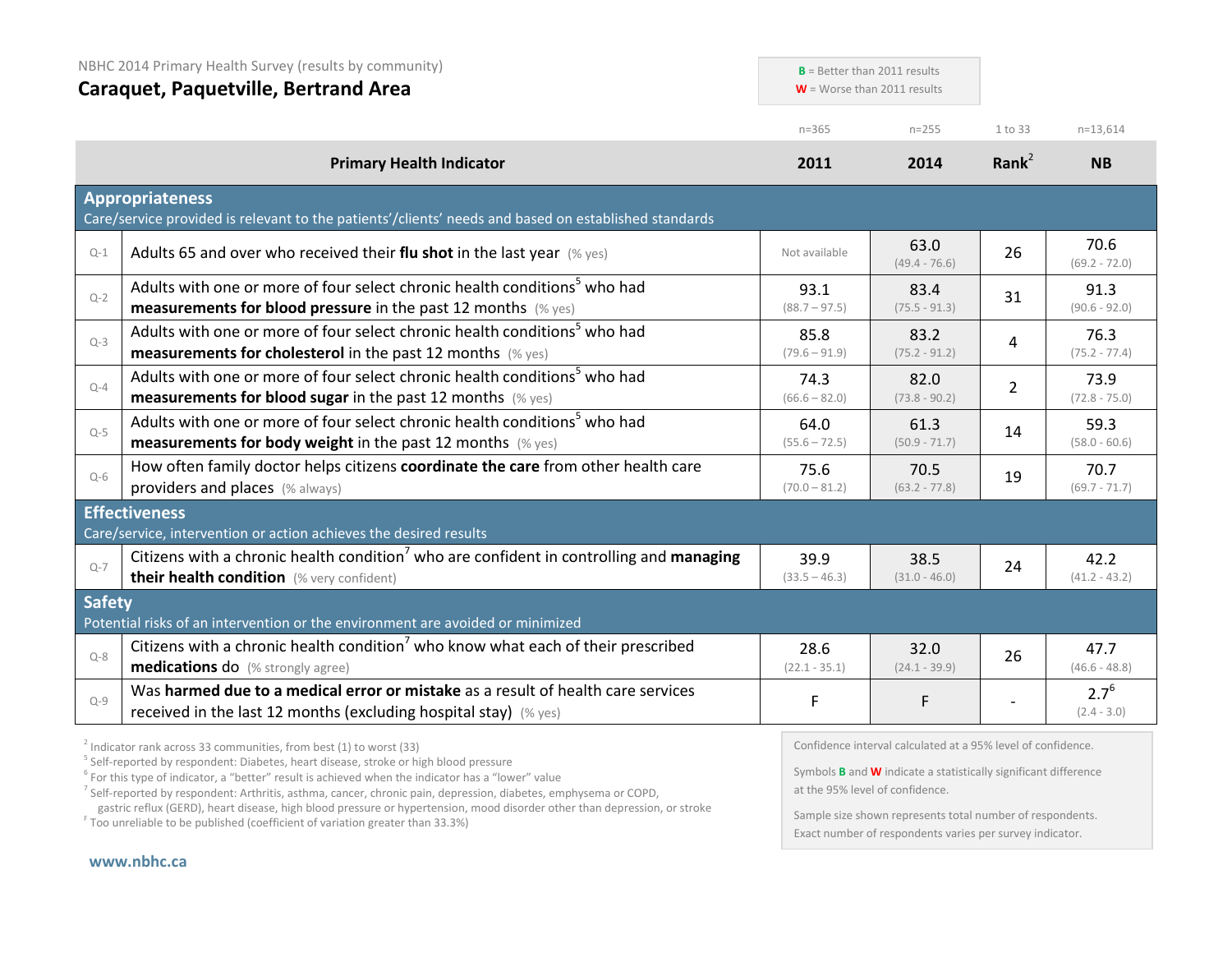NBHC 2014 Primary Health Survey (results by community)

## Caraquet, Paquetville, Bertrand Area

**B** = Better than 2011 results
**W** = Worse than 2011 results

| | Primary Health Indicator | 2011 (n=365) | 2014 (n=255) | Rank[2] (1 to 33) | NB (n=13,614) |
|---|---|---|---|---|---|
| **Appropriateness** | Care/service provided is relevant to the patients'/clients' needs and based on established standards | | | | |
| Q-1 | Adults 65 and over who received their **flu shot** in the last year (% yes) | Not available | 63.0 (49.4 - 76.6) | 26 | 70.6 (69.2 - 72.0) |
| Q-2 | Adults with one or more of four select chronic health conditions[5] who had **measurements for blood pressure** in the past 12 months (% yes) | 93.1 (88.7 – 97.5) | 83.4 (75.5 - 91.3) | 31 | 91.3 (90.6 - 92.0) |
| Q-3 | Adults with one or more of four select chronic health conditions[5] who had **measurements for cholesterol** in the past 12 months (% yes) | 85.8 (79.6 – 91.9) | 83.2 (75.2 - 91.2) | 4 | 76.3 (75.2 - 77.4) |
| Q-4 | Adults with one or more of four select chronic health conditions[5] who had **measurements for blood sugar** in the past 12 months (% yes) | 74.3 (66.6 – 82.0) | 82.0 (73.8 - 90.2) | 2 | 73.9 (72.8 - 75.0) |
| Q-5 | Adults with one or more of four select chronic health conditions[5] who had **measurements for body weight** in the past 12 months (% yes) | 64.0 (55.6 – 72.5) | 61.3 (50.9 - 71.7) | 14 | 59.3 (58.0 - 60.6) |
| Q-6 | How often family doctor helps citizens **coordinate the care** from other health care providers and places (% always) | 75.6 (70.0 – 81.2) | 70.5 (63.2 - 77.8) | 19 | 70.7 (69.7 - 71.7) |
| **Effectiveness** | Care/service, intervention or action achieves the desired results | | | | |
| Q-7 | Citizens with a chronic health condition[7] who are confident in controlling and **managing their health condition** (% very confident) | 39.9 (33.5 – 46.3) | 38.5 (31.0 - 46.0) | 24 | 42.2 (41.2 - 43.2) |
| **Safety** | Potential risks of an intervention or the environment are avoided or minimized | | | | |
| Q-8 | Citizens with a chronic health condition[7] who know what each of their prescribed **medications** do (% strongly agree) | 28.6 (22.1 - 35.1) | 32.0 (24.1 - 39.9) | 26 | 47.7 (46.6 - 48.8) |
| Q-9 | Was **harmed due to a medical error or mistake** as a result of health care services received in the last 12 months (excluding hospital stay) (% yes) | F | F | - | 2.7[6] (2.4 - 3.0) |

[2] Indicator rank across 33 communities, from best (1) to worst (33)
[5] Self-reported by respondent: Diabetes, heart disease, stroke or high blood pressure
[6] For this type of indicator, a "better" result is achieved when the indicator has a "lower" value
[7] Self-reported by respondent: Arthritis, asthma, cancer, chronic pain, depression, diabetes, emphysema or COPD, gastric reflux (GERD), heart disease, high blood pressure or hypertension, mood disorder other than depression, or stroke
[F] Too unreliable to be published (coefficient of variation greater than 33.3%)

Confidence interval calculated at a 95% level of confidence.

Symbols **B** and **W** indicate a statistically significant difference at the 95% level of confidence.

Sample size shown represents total number of respondents. Exact number of respondents varies per survey indicator.

www.nbhc.ca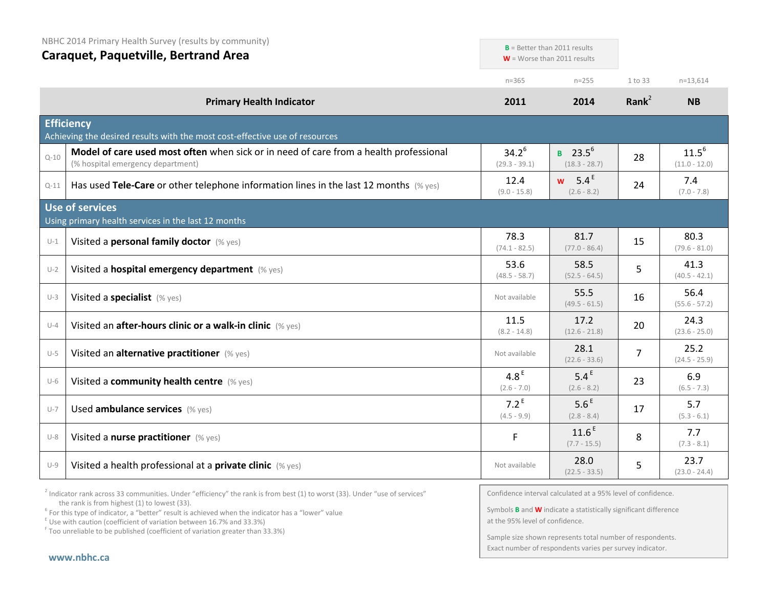NBHC 2014 Primary Health Survey (results by community)

# Caraquet, Paquetville, Bertrand Area

**B** = Better than 2011 results
**W** = Worse than 2011 results

| | Primary Health Indicator | 2011 (n=365) | 2014 (n=255) | Rank[2] (1 to 33) | NB (n=13,614) |
|---|---|---|---|---|---|
| **Efficiency** | Achieving the desired results with the most cost-effective use of resources | | | | |
| Q-10 | **Model of care used most often** when sick or in need of care from a health professional (% hospital emergency department) | 34.2[6] (29.3 - 39.1) | B 23.5[6] (18.3 - 28.7) | 28 | 11.5[6] (11.0 - 12.0) |
| Q-11 | Has used **Tele-Care** or other telephone information lines in the last 12 months (% yes) | 12.4 (9.0 - 15.8) | W 5.4[E] (2.6 - 8.2) | 24 | 7.4 (7.0 - 7.8) |
| **Use of services** | Using primary health services in the last 12 months | | | | |
| U-1 | Visited a **personal family doctor** (% yes) | 78.3 (74.1 - 82.5) | 81.7 (77.0 - 86.4) | 15 | 80.3 (79.6 - 81.0) |
| U-2 | Visited a **hospital emergency department** (% yes) | 53.6 (48.5 - 58.7) | 58.5 (52.5 - 64.5) | 5 | 41.3 (40.5 - 42.1) |
| U-3 | Visited a **specialist** (% yes) | Not available | 55.5 (49.5 - 61.5) | 16 | 56.4 (55.6 - 57.2) |
| U-4 | Visited an **after-hours clinic or a walk-in clinic** (% yes) | 11.5 (8.2 - 14.8) | 17.2 (12.6 - 21.8) | 20 | 24.3 (23.6 - 25.0) |
| U-5 | Visited an **alternative practitioner** (% yes) | Not available | 28.1 (22.6 - 33.6) | 7 | 25.2 (24.5 - 25.9) |
| U-6 | Visited a **community health centre** (% yes) | 4.8[E] (2.6 - 7.0) | 5.4[E] (2.6 - 8.2) | 23 | 6.9 (6.5 - 7.3) |
| U-7 | Used **ambulance services** (% yes) | 7.2[E] (4.5 - 9.9) | 5.6[E] (2.8 - 8.4) | 17 | 5.7 (5.3 - 6.1) |
| U-8 | Visited a **nurse practitioner** (% yes) | F | 11.6[E] (7.7 - 15.5) | 8 | 7.7 (7.3 - 8.1) |
| U-9 | Visited a health professional at a **private clinic** (% yes) | Not available | 28.0 (22.5 - 33.5) | 5 | 23.7 (23.0 - 24.4) |

[2] Indicator rank across 33 communities. Under "efficiency" the rank is from best (1) to worst (33). Under "use of services" the rank is from highest (1) to lowest (33).
[6] For this type of indicator, a "better" result is achieved when the indicator has a "lower" value
[E] Use with caution (coefficient of variation between 16.7% and 33.3%)
[F] Too unreliable to be published (coefficient of variation greater than 33.3%)

Confidence interval calculated at a 95% level of confidence.

Symbols **B** and **W** indicate a statistically significant difference at the 95% level of confidence.

Sample size shown represents total number of respondents. Exact number of respondents varies per survey indicator.

www.nbhc.ca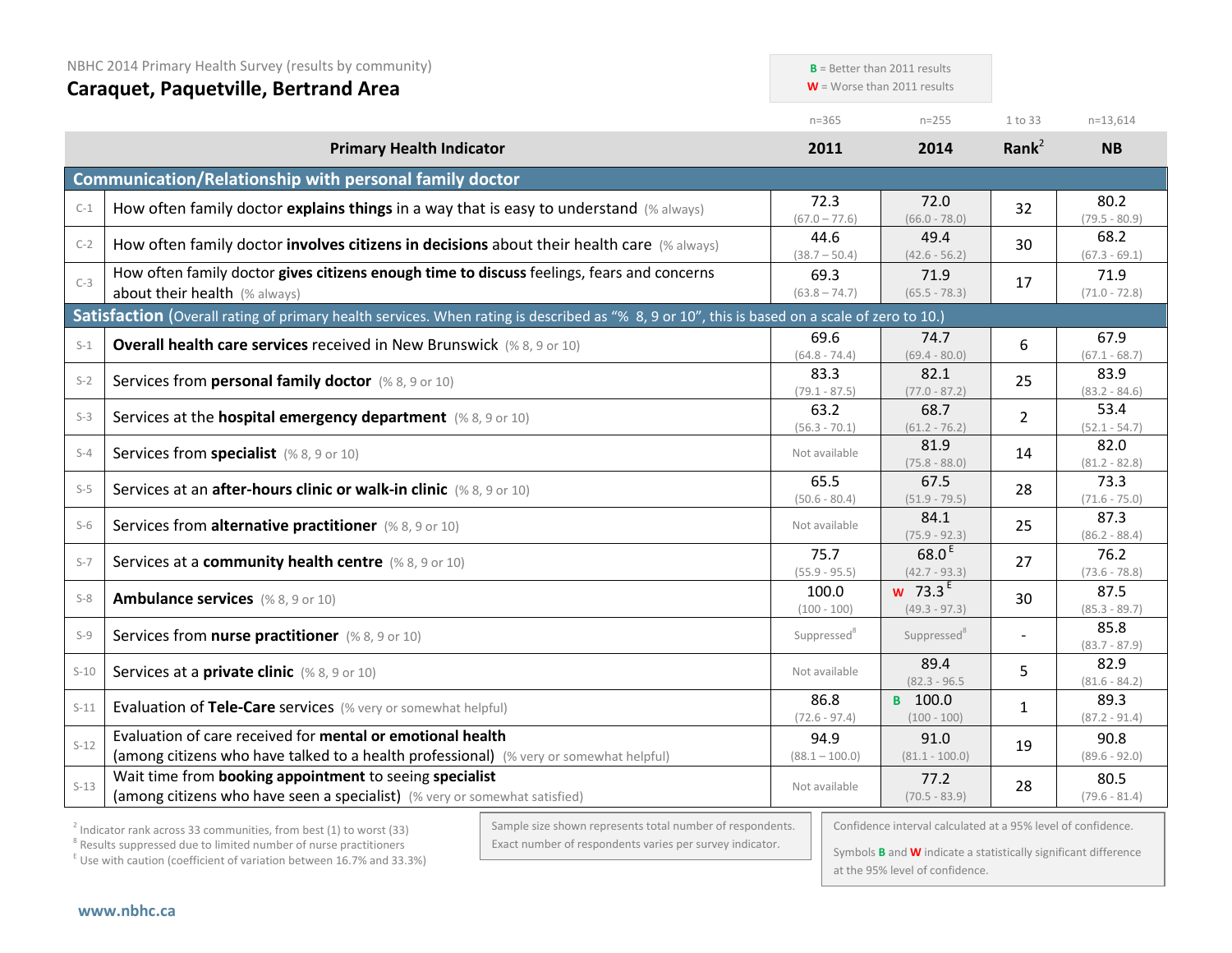NBHC 2014 Primary Health Survey (results by community)

# Caraquet, Paquetville, Bertrand Area

**B** = Better than 2011 results
**W** = Worse than 2011 results

| | Primary Health Indicator | 2011 (n=365) | 2014 (n=255) | Rank[2] (1 to 33) | NB (n=13,614) |
|---|---|---|---|---|---|
| **Communication/Relationship with personal family doctor** | | | | | |
| C-1 | How often family doctor **explains things** in a way that is easy to understand (% always) | 72.3 (67.0 – 77.6) | 72.0 (66.0 - 78.0) | 32 | 80.2 (79.5 - 80.9) |
| C-2 | How often family doctor **involves citizens in decisions** about their health care (% always) | 44.6 (38.7 – 50.4) | 49.4 (42.6 - 56.2) | 30 | 68.2 (67.3 - 69.1) |
| C-3 | How often family doctor **gives citizens enough time to discuss** feelings, fears and concerns about their health (% always) | 69.3 (63.8 – 74.7) | 71.9 (65.5 - 78.3) | 17 | 71.9 (71.0 - 72.8) |
| **Satisfaction** (Overall rating of primary health services. When rating is described as "% 8, 9 or 10", this is based on a scale of zero to 10.) | | | | | |
| S-1 | **Overall health care services** received in New Brunswick (% 8, 9 or 10) | 69.6 (64.8 - 74.4) | 74.7 (69.4 - 80.0) | 6 | 67.9 (67.1 - 68.7) |
| S-2 | Services from **personal family doctor** (% 8, 9 or 10) | 83.3 (79.1 - 87.5) | 82.1 (77.0 - 87.2) | 25 | 83.9 (83.2 - 84.6) |
| S-3 | Services at the **hospital emergency department** (% 8, 9 or 10) | 63.2 (56.3 - 70.1) | 68.7 (61.2 - 76.2) | 2 | 53.4 (52.1 - 54.7) |
| S-4 | Services from **specialist** (% 8, 9 or 10) | Not available | 81.9 (75.8 - 88.0) | 14 | 82.0 (81.2 - 82.8) |
| S-5 | Services at an **after-hours clinic or walk-in clinic** (% 8, 9 or 10) | 65.5 (50.6 - 80.4) | 67.5 (51.9 - 79.5) | 28 | 73.3 (71.6 - 75.0) |
| S-6 | Services from **alternative practitioner** (% 8, 9 or 10) | Not available | 84.1 (75.9 - 92.3) | 25 | 87.3 (86.2 - 88.4) |
| S-7 | Services at a **community health centre** (% 8, 9 or 10) | 75.7 (55.9 - 95.5) | 68.0 E (42.7 - 93.3) | 27 | 76.2 (73.6 - 78.8) |
| S-8 | **Ambulance services** (% 8, 9 or 10) | 100.0 (100 - 100) | W 73.3 E (49.3 - 97.3) | 30 | 87.5 (85.3 - 89.7) |
| S-9 | Services from **nurse practitioner** (% 8, 9 or 10) | Suppressed[8] | Suppressed[8] | - | 85.8 (83.7 - 87.9) |
| S-10 | Services at a **private clinic** (% 8, 9 or 10) | Not available | 89.4 (82.3 - 96.5 | 5 | 82.9 (81.6 - 84.2) |
| S-11 | Evaluation of **Tele-Care** services (% very or somewhat helpful) | 86.8 (72.6 - 97.4) | B 100.0 (100 - 100) | 1 | 89.3 (87.2 - 91.4) |
| S-12 | Evaluation of care received for **mental or emotional health** (among citizens who have talked to a health professional) (% very or somewhat helpful) | 94.9 (88.1 – 100.0) | 91.0 (81.1 - 100.0) | 19 | 90.8 (89.6 - 92.0) |
| S-13 | Wait time from **booking appointment** to seeing **specialist** (among citizens who have seen a specialist) (% very or somewhat satisfied) | Not available | 77.2 (70.5 - 83.9) | 28 | 80.5 (79.6 - 81.4) |

[2] Indicator rank across 33 communities, from best (1) to worst (33)
[8] Results suppressed due to limited number of nurse practitioners
[E] Use with caution (coefficient of variation between 16.7% and 33.3%)

Sample size shown represents total number of respondents. Exact number of respondents varies per survey indicator.

Confidence interval calculated at a 95% level of confidence.

Symbols **B** and **W** indicate a statistically significant difference at the 95% level of confidence.

www.nbhc.ca